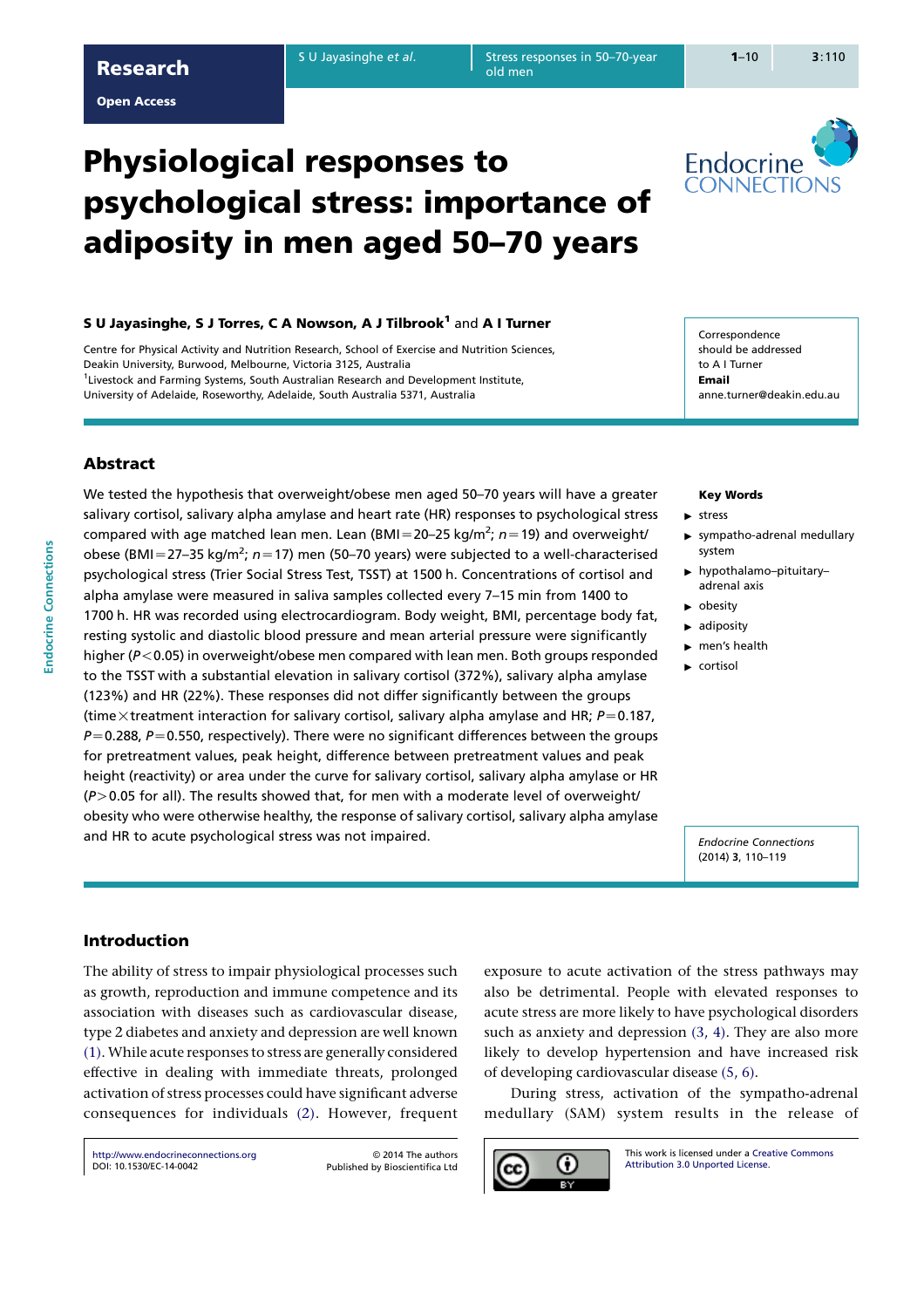**Research**

**Open Access**

# Physiological responses to psychological stress: importance of adiposity in men aged 50–70 years

**S U Jayasinghe, S J Torres, C A Nowson, A J Tilbrook[1] and A I Turner**

Centre for Physical Activity and Nutrition Research, School of Exercise and Nutrition Sciences, Deakin University, Burwood, Melbourne, Victoria 3125, Australia
[1]Livestock and Farming Systems, South Australian Research and Development Institute, University of Adelaide, Roseworthy, South Australia 5371, Australia

Correspondence should be addressed to A I Turner
**Email**
anne.turner@deakin.edu.au

## Abstract

We tested the hypothesis that overweight/obese men aged 50–70 years will have a greater salivary cortisol, salivary alpha amylase and heart rate (HR) responses to psychological stress compared with age matched lean men. Lean (BMI=20–25 kg/m$^2$; $n=19$) and overweight/obese (BMI=27–35 kg/m$^2$; $n=17$) men (50–70 years) were subjected to a well-characterised psychological stress (Trier Social Stress Test, TSST) at 1500 h. Concentrations of cortisol and alpha amylase were measured in saliva samples collected every 7–15 min from 1400 to 1700 h. HR was recorded using electrocardiogram. Body weight, BMI, percentage body fat, resting systolic and diastolic blood pressure and mean arterial pressure were significantly higher ($P<0.05$) in overweight/obese men compared with lean men. Both groups responded to the TSST with a substantial elevation in salivary cortisol (372%), salivary alpha amylase (123%) and HR (22%). These responses did not differ significantly between the groups (time×treatment interaction for salivary cortisol, salivary alpha amylase and HR; $P=0.187$, $P=0.288$, $P=0.550$, respectively). There were no significant differences between the groups for pretreatment values, peak height, difference between pretreatment values and peak height (reactivity) or area under the curve for salivary cortisol, salivary alpha amylase or HR ($P>0.05$ for all). The results showed that, for men with a moderate level of overweight/obesity who were otherwise healthy, the response of salivary cortisol, salivary alpha amylase and HR to acute psychological stress was not impaired.

**Key Words**

- stress
- sympatho-adrenal medullary system
- hypothalamo–pituitary–adrenal axis
- obesity
- adiposity
- men's health
- cortisol

*Endocrine Connections* (2014) **3**, 110–119

## Introduction

The ability of stress to impair physiological processes such as growth, reproduction and immune competence and its association with diseases such as cardiovascular disease, type 2 diabetes and anxiety and depression are well known (1). While acute responses to stress are generally considered effective in dealing with immediate threats, prolonged activation of stress processes could have significant adverse consequences for individuals (2). However, frequent exposure to acute activation of the stress pathways may also be detrimental. People with elevated responses to acute stress are more likely to have psychological disorders such as anxiety and depression (3, 4). They are also more likely to develop hypertension and have increased risk of developing cardiovascular disease (5, 6).

During stress, activation of the sympatho-adrenal medullary (SAM) system results in the release of

http://www.endocrineconnections.org
DOI: 10.1530/EC-14-0042

© 2014 The authors
Published by Bioscientifica Ltd

This work is licensed under a Creative Commons Attribution 3.0 Unported License.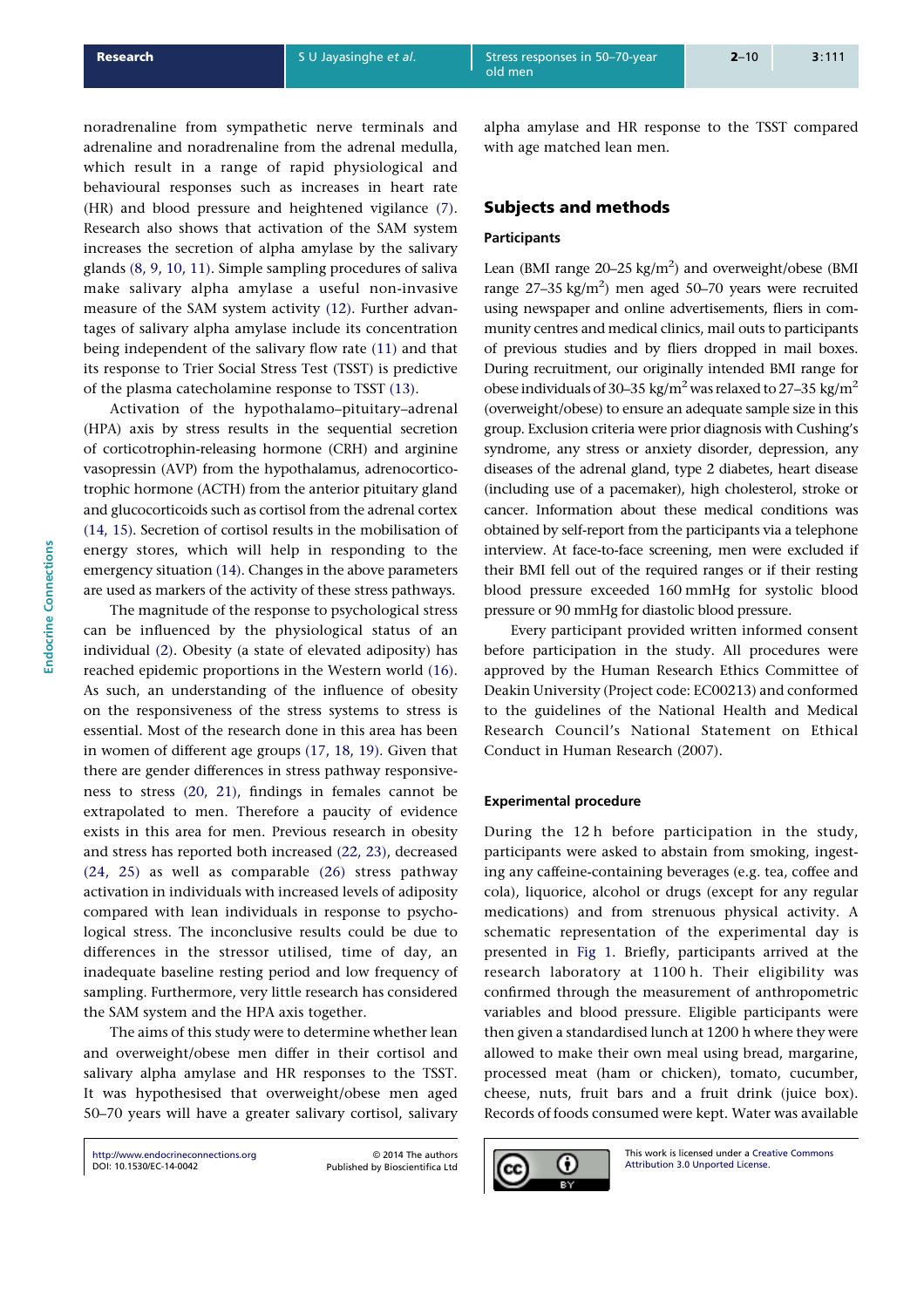noradrenaline from sympathetic nerve terminals and adrenaline and noradrenaline from the adrenal medulla, which result in a range of rapid physiological and behavioural responses such as increases in heart rate (HR) and blood pressure and heightened vigilance (7). Research also shows that activation of the SAM system increases the secretion of alpha amylase by the salivary glands (8, 9, 10, 11). Simple sampling procedures of saliva make salivary alpha amylase a useful non-invasive measure of the SAM system activity (12). Further advantages of salivary alpha amylase include its concentration being independent of the salivary flow rate (11) and that its response to Trier Social Stress Test (TSST) is predictive of the plasma catecholamine response to TSST (13).

Activation of the hypothalamo–pituitary–adrenal (HPA) axis by stress results in the sequential secretion of corticotrophin-releasing hormone (CRH) and arginine vasopressin (AVP) from the hypothalamus, adrenocorticotrophic hormone (ACTH) from the anterior pituitary gland and glucocorticoids such as cortisol from the adrenal cortex (14, 15). Secretion of cortisol results in the mobilisation of energy stores, which will help in responding to the emergency situation (14). Changes in the above parameters are used as markers of the activity of these stress pathways.

The magnitude of the response to psychological stress can be influenced by the physiological status of an individual (2). Obesity (a state of elevated adiposity) has reached epidemic proportions in the Western world (16). As such, an understanding of the influence of obesity on the responsiveness of the stress systems to stress is essential. Most of the research done in this area has been in women of different age groups (17, 18, 19). Given that there are gender differences in stress pathway responsiveness to stress (20, 21), findings in females cannot be extrapolated to men. Therefore a paucity of evidence exists in this area for men. Previous research in obesity and stress has reported both increased (22, 23), decreased (24, 25) as well as comparable (26) stress pathway activation in individuals with increased levels of adiposity compared with lean individuals in response to psychological stress. The inconclusive results could be due to differences in the stressor utilised, time of day, an inadequate baseline resting period and low frequency of sampling. Furthermore, very little research has considered the SAM system and the HPA axis together.

The aims of this study were to determine whether lean and overweight/obese men differ in their cortisol and salivary alpha amylase and HR responses to the TSST. It was hypothesised that overweight/obese men aged 50–70 years will have a greater salivary cortisol, salivary alpha amylase and HR response to the TSST compared with age matched lean men.

## Subjects and methods

### Participants

Lean (BMI range 20–25 kg/m$^2$) and overweight/obese (BMI range 27–35 kg/m$^2$) men aged 50–70 years were recruited using newspaper and online advertisements, fliers in community centres and medical clinics, mail outs to participants of previous studies and by fliers dropped in mail boxes. During recruitment, our originally intended BMI range for obese individuals of 30–35 kg/m$^2$ was relaxed to 27–35 kg/m$^2$ (overweight/obese) to ensure an adequate sample size in this group. Exclusion criteria were prior diagnosis with Cushing's syndrome, any stress or anxiety disorder, depression, any diseases of the adrenal gland, type 2 diabetes, heart disease (including use of a pacemaker), high cholesterol, stroke or cancer. Information about these medical conditions was obtained by self-report from the participants via a telephone interview. At face-to-face screening, men were excluded if their BMI fell out of the required ranges or if their resting blood pressure exceeded 160 mmHg for systolic blood pressure or 90 mmHg for diastolic blood pressure.

Every participant provided written informed consent before participation in the study. All procedures were approved by the Human Research Ethics Committee of Deakin University (Project code: EC00213) and conformed to the guidelines of the National Health and Medical Research Council's National Statement on Ethical Conduct in Human Research (2007).

### Experimental procedure

During the 12 h before participation in the study, participants were asked to abstain from smoking, ingesting any caffeine-containing beverages (e.g. tea, coffee and cola), liquorice, alcohol or drugs (except for any regular medications) and from strenuous physical activity. A schematic representation of the experimental day is presented in Fig 1. Briefly, participants arrived at the research laboratory at 1100 h. Their eligibility was confirmed through the measurement of anthropometric variables and blood pressure. Eligible participants were then given a standardised lunch at 1200 h where they were allowed to make their own meal using bread, margarine, processed meat (ham or chicken), tomato, cucumber, cheese, nuts, fruit bars and a fruit drink (juice box). Records of foods consumed were kept. Water was available

http://www.endocrineconnections.org
DOI: 10.1530/EC-14-0042

© 2014 The authors
Published by Bioscientifica Ltd

This work is licensed under a Creative Commons Attribution 3.0 Unported License.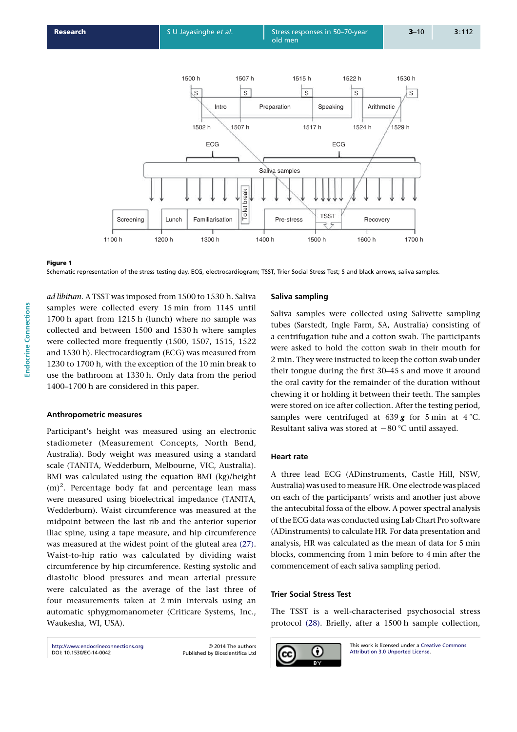Figure 1
Schematic representation of the stress testing day. ECG, electrocardiogram; TSST, Trier Social Stress Test; S and black arrows, saliva samples.

*ad libitum*. A TSST was imposed from 1500 to 1530 h. Saliva samples were collected every 15 min from 1145 until 1700 h apart from 1215 h (lunch) where no sample was collected and between 1500 and 1530 h where samples were collected more frequently (1500, 1507, 1515, 1522 and 1530 h). Electrocardiogram (ECG) was measured from 1230 to 1700 h, with the exception of the 10 min break to use the bathroom at 1330 h. Only data from the period 1400–1700 h are considered in this paper.

### Anthropometric measures

Participant's height was measured using an electronic stadiometer (Measurement Concepts, North Bend, Australia). Body weight was measured using a standard scale (TANITA, Wedderburn, Melbourne, VIC, Australia). BMI was calculated using the equation BMI (kg)/height $(m)^2$. Percentage body fat and percentage lean mass were measured using bioelectrical impedance (TANITA, Wedderburn). Waist circumference was measured at the midpoint between the last rib and the anterior superior iliac spine, using a tape measure, and hip circumference was measured at the widest point of the gluteal area (27). Waist-to-hip ratio was calculated by dividing waist circumference by hip circumference. Resting systolic and diastolic blood pressures and mean arterial pressure were calculated as the average of the last three of four measurements taken at 2 min intervals using an automatic sphygmomanometer (Criticare Systems, Inc., Waukesha, WI, USA).

### Saliva sampling

Saliva samples were collected using Salivette sampling tubes (Sarstedt, Ingle Farm, SA, Australia) consisting of a centrifugation tube and a cotton swab. The participants were asked to hold the cotton swab in their mouth for 2 min. They were instructed to keep the cotton swab under their tongue during the first 30–45 s and move it around the oral cavity for the remainder of the duration without chewing it or holding it between their teeth. The samples were stored on ice after collection. After the testing period, samples were centrifuged at 639 ***g*** for 5 min at 4 °C. Resultant saliva was stored at −80 °C until assayed.

### Heart rate

A three lead ECG (ADinstruments, Castle Hill, NSW, Australia) was used to measure HR. One electrode was placed on each of the participants' wrists and another just above the antecubital fossa of the elbow. A power spectral analysis of the ECG data was conducted using Lab Chart Pro software (ADinstruments) to calculate HR. For data presentation and analysis, HR was calculated as the mean of data for 5 min blocks, commencing from 1 min before to 4 min after the commencement of each saliva sampling period.

### Trier Social Stress Test

The TSST is a well-characterised psychosocial stress protocol (28). Briefly, after a 1500 h sample collection,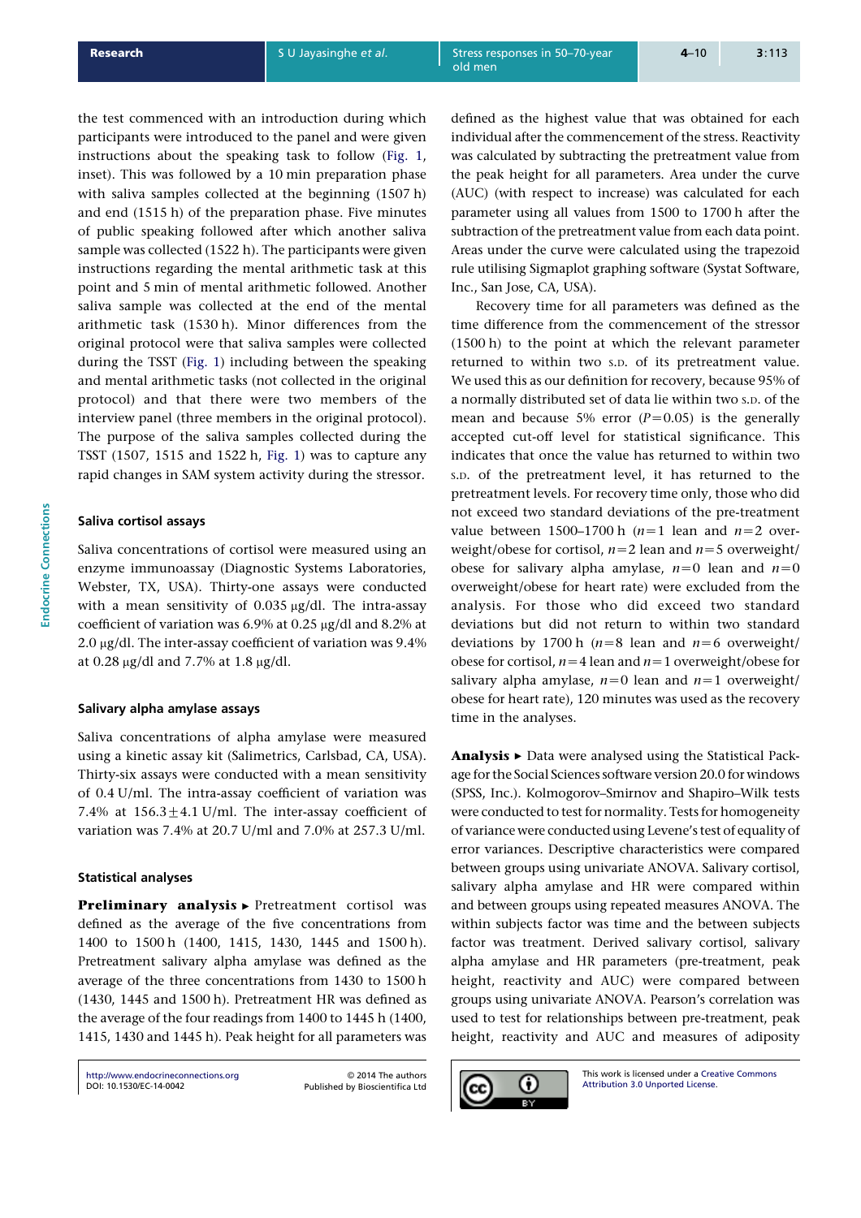the test commenced with an introduction during which participants were introduced to the panel and were given instructions about the speaking task to follow (Fig. 1, inset). This was followed by a 10 min preparation phase with saliva samples collected at the beginning (1507 h) and end (1515 h) of the preparation phase. Five minutes of public speaking followed after which another saliva sample was collected (1522 h). The participants were given instructions regarding the mental arithmetic task at this point and 5 min of mental arithmetic followed. Another saliva sample was collected at the end of the mental arithmetic task (1530 h). Minor differences from the original protocol were that saliva samples were collected during the TSST (Fig. 1) including between the speaking and mental arithmetic tasks (not collected in the original protocol) and that there were two members of the interview panel (three members in the original protocol). The purpose of the saliva samples collected during the TSST (1507, 1515 and 1522 h, Fig. 1) was to capture any rapid changes in SAM system activity during the stressor.

### Saliva cortisol assays

Saliva concentrations of cortisol were measured using an enzyme immunoassay (Diagnostic Systems Laboratories, Webster, TX, USA). Thirty-one assays were conducted with a mean sensitivity of 0.035 μg/dl. The intra-assay coefficient of variation was 6.9% at 0.25 μg/dl and 8.2% at 2.0 μg/dl. The inter-assay coefficient of variation was 9.4% at 0.28 μg/dl and 7.7% at 1.8 μg/dl.

### Salivary alpha amylase assays

Saliva concentrations of alpha amylase were measured using a kinetic assay kit (Salimetrics, Carlsbad, CA, USA). Thirty-six assays were conducted with a mean sensitivity of 0.4 U/ml. The intra-assay coefficient of variation was 7.4% at 156.3±4.1 U/ml. The inter-assay coefficient of variation was 7.4% at 20.7 U/ml and 7.0% at 257.3 U/ml.

### Statistical analyses

**Preliminary analysis ▸** Pretreatment cortisol was defined as the average of the five concentrations from 1400 to 1500 h (1400, 1415, 1430, 1445 and 1500 h). Pretreatment salivary alpha amylase was defined as the average of the three concentrations from 1430 to 1500 h (1430, 1445 and 1500 h). Pretreatment HR was defined as the average of the four readings from 1400 to 1445 h (1400, 1415, 1430 and 1445 h). Peak height for all parameters was defined as the highest value that was obtained for each individual after the commencement of the stress. Reactivity was calculated by subtracting the pretreatment value from the peak height for all parameters. Area under the curve (AUC) (with respect to increase) was calculated for each parameter using all values from 1500 to 1700 h after the subtraction of the pretreatment value from each data point. Areas under the curve were calculated using the trapezoid rule utilising Sigmaplot graphing software (Systat Software, Inc., San Jose, CA, USA).

Recovery time for all parameters was defined as the time difference from the commencement of the stressor (1500 h) to the point at which the relevant parameter returned to within two s.d. of its pretreatment value. We used this as our definition for recovery, because 95% of a normally distributed set of data lie within two s.d. of the mean and because 5% error ($P$=0.05) is the generally accepted cut-off level for statistical significance. This indicates that once the value has returned to within two s.d. of the pretreatment level, it has returned to the pretreatment levels. For recovery time only, those who did not exceed two standard deviations of the pre-treatment value between 1500–1700 h ($n$=1 lean and $n$=2 overweight/obese for cortisol, $n$=2 lean and $n$=5 overweight/obese for salivary alpha amylase, $n$=0 lean and $n$=0 overweight/obese for heart rate) were excluded from the analysis. For those who did exceed two standard deviations but did not return to within two standard deviations by 1700 h ($n$=8 lean and $n$=6 overweight/obese for cortisol, $n$=4 lean and $n$=1 overweight/obese for salivary alpha amylase, $n$=0 lean and $n$=1 overweight/obese for heart rate), 120 minutes was used as the recovery time in the analyses.

**Analysis ▸** Data were analysed using the Statistical Package for the Social Sciences software version 20.0 for windows (SPSS, Inc.). Kolmogorov–Smirnov and Shapiro–Wilk tests were conducted to test for normality. Tests for homogeneity of variance were conducted using Levene's test of equality of error variances. Descriptive characteristics were compared between groups using univariate ANOVA. Salivary cortisol, salivary alpha amylase and HR were compared within and between groups using repeated measures ANOVA. The within subjects factor was time and the between subjects factor was treatment. Derived salivary cortisol, salivary alpha amylase and HR parameters (pre-treatment, peak height, reactivity and AUC) were compared between groups using univariate ANOVA. Pearson's correlation was used to test for relationships between pre-treatment, peak height, reactivity and AUC and measures of adiposity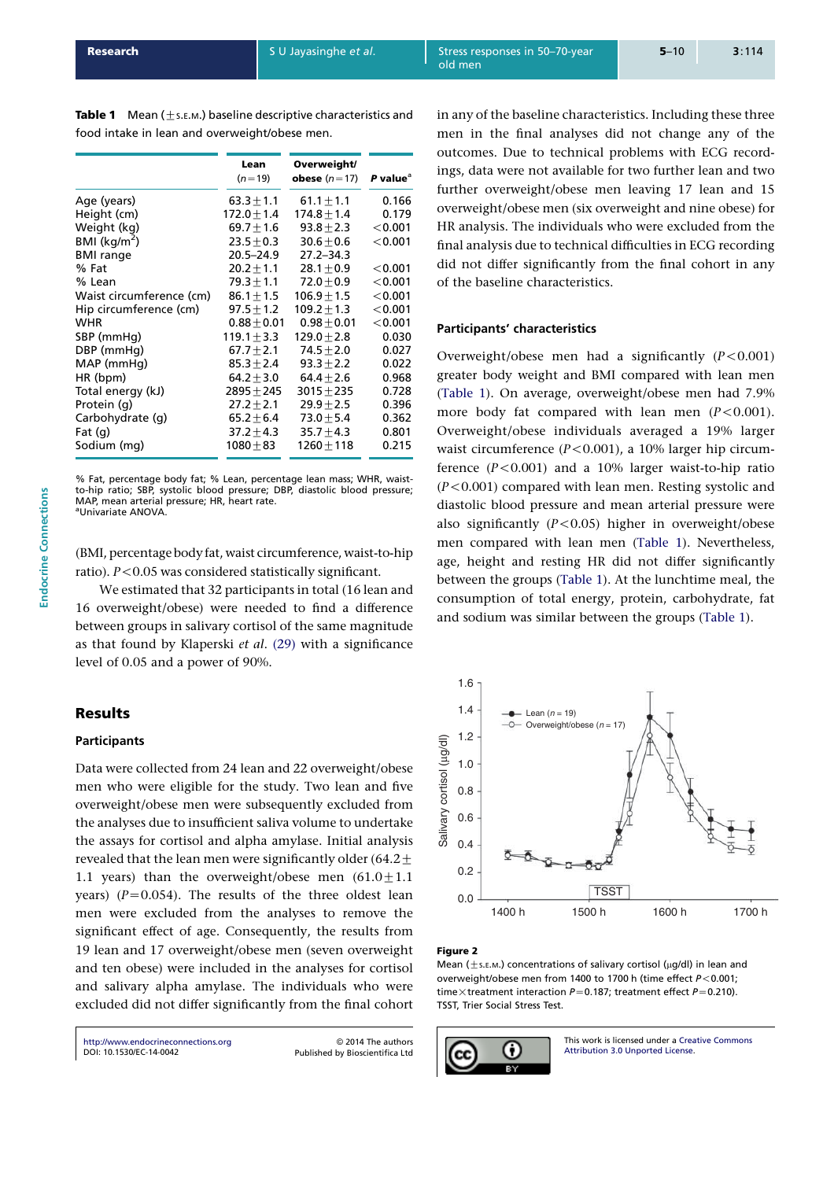**Table 1** Mean (±S.E.M.) baseline descriptive characteristics and food intake in lean and overweight/obese men.

| | Lean ($n$=19) | Overweight/obese ($n$=17) | $P$ value[a] |
|---|---|---|---|
| Age (years) | 63.3±1.1 | 61.1±1.1 | 0.166 |
| Height (cm) | 172.0±1.4 | 174.8±1.4 | 0.179 |
| Weight (kg) | 69.7±1.6 | 93.8±2.3 | <0.001 |
| BMI (kg/m$^2$) | 23.5±0.3 | 30.6±0.6 | <0.001 |
| BMI range | 20.5–24.9 | 27.2–34.3 | |
| % Fat | 20.2±1.1 | 28.1±0.9 | <0.001 |
| % Lean | 79.3±1.1 | 72.0±0.9 | <0.001 |
| Waist circumference (cm) | 86.1±1.5 | 106.9±1.5 | <0.001 |
| Hip circumference (cm) | 97.5±1.2 | 109.2±1.3 | <0.001 |
| WHR | 0.88±0.01 | 0.98±0.01 | <0.001 |
| SBP (mmHg) | 119.1±3.3 | 129.0±2.8 | 0.030 |
| DBP (mmHg) | 67.7±2.1 | 74.5±2.0 | 0.027 |
| MAP (mmHg) | 85.3±2.4 | 93.3±2.2 | 0.022 |
| HR (bpm) | 64.2±3.0 | 64.4±2.6 | 0.968 |
| Total energy (kJ) | 2895±245 | 3015±235 | 0.728 |
| Protein (g) | 27.2±2.1 | 29.9±2.5 | 0.396 |
| Carbohydrate (g) | 65.2±6.4 | 73.0±5.4 | 0.362 |
| Fat (g) | 37.2±4.3 | 35.7±4.3 | 0.801 |
| Sodium (mg) | 1080±83 | 1260±118 | 0.215 |

% Fat, percentage body fat; % Lean, percentage lean mass; WHR, waist-to-hip ratio; SBP, systolic blood pressure; DBP, diastolic blood pressure; MAP, mean arterial pressure; HR, heart rate.
[a]Univariate ANOVA.

(BMI, percentage body fat, waist circumference, waist-to-hip ratio). $P<0.05$ was considered statistically significant.

We estimated that 32 participants in total (16 lean and 16 overweight/obese) were needed to find a difference between groups in salivary cortisol of the same magnitude as that found by Klaperski *et al*. (29) with a significance level of 0.05 and a power of 90%.

## Results

### Participants

Data were collected from 24 lean and 22 overweight/obese men who were eligible for the study. Two lean and five overweight/obese men were subsequently excluded from the analyses due to insufficient saliva volume to undertake the assays for cortisol and alpha amylase. Initial analysis revealed that the lean men were significantly older (64.2±1.1 years) than the overweight/obese men (61.0±1.1 years) ($P=0.054$). The results of the three oldest lean men were excluded from the analyses to remove the significant effect of age. Consequently, the results from 19 lean and 17 overweight/obese men (seven overweight and ten obese) were included in the analyses for cortisol and salivary alpha amylase. The individuals who were excluded did not differ significantly from the final cohort in any of the baseline characteristics. Including these three men in the final analyses did not change any of the outcomes. Due to technical problems with ECG recordings, data were not available for two further lean and two further overweight/obese men leaving 17 lean and 15 overweight/obese men (six overweight and nine obese) for HR analysis. The individuals who were excluded from the final analysis due to technical difficulties in ECG recording did not differ significantly from the final cohort in any of the baseline characteristics.

### Participants' characteristics

Overweight/obese men had a significantly ($P<0.001$) greater body weight and BMI compared with lean men (Table 1). On average, overweight/obese men had 7.9% more body fat compared with lean men ($P<0.001$). Overweight/obese individuals averaged a 19% larger waist circumference ($P<0.001$), a 10% larger hip circumference ($P<0.001$) and a 10% larger waist-to-hip ratio ($P<0.001$) compared with lean men. Resting systolic and diastolic blood pressure and mean arterial pressure were also significantly ($P<0.05$) higher in overweight/obese men compared with lean men (Table 1). Nevertheless, age, height and resting HR did not differ significantly between the groups (Table 1). At the lunchtime meal, the consumption of total energy, protein, carbohydrate, fat and sodium was similar between the groups (Table 1).

**Figure 2**
Mean (±S.E.M.) concentrations of salivary cortisol (μg/dl) in lean and overweight/obese men from 1400 to 1700 h (time effect $P<0.001$; time×treatment interaction $P=0.187$; treatment effect $P=0.210$). TSST, Trier Social Stress Test.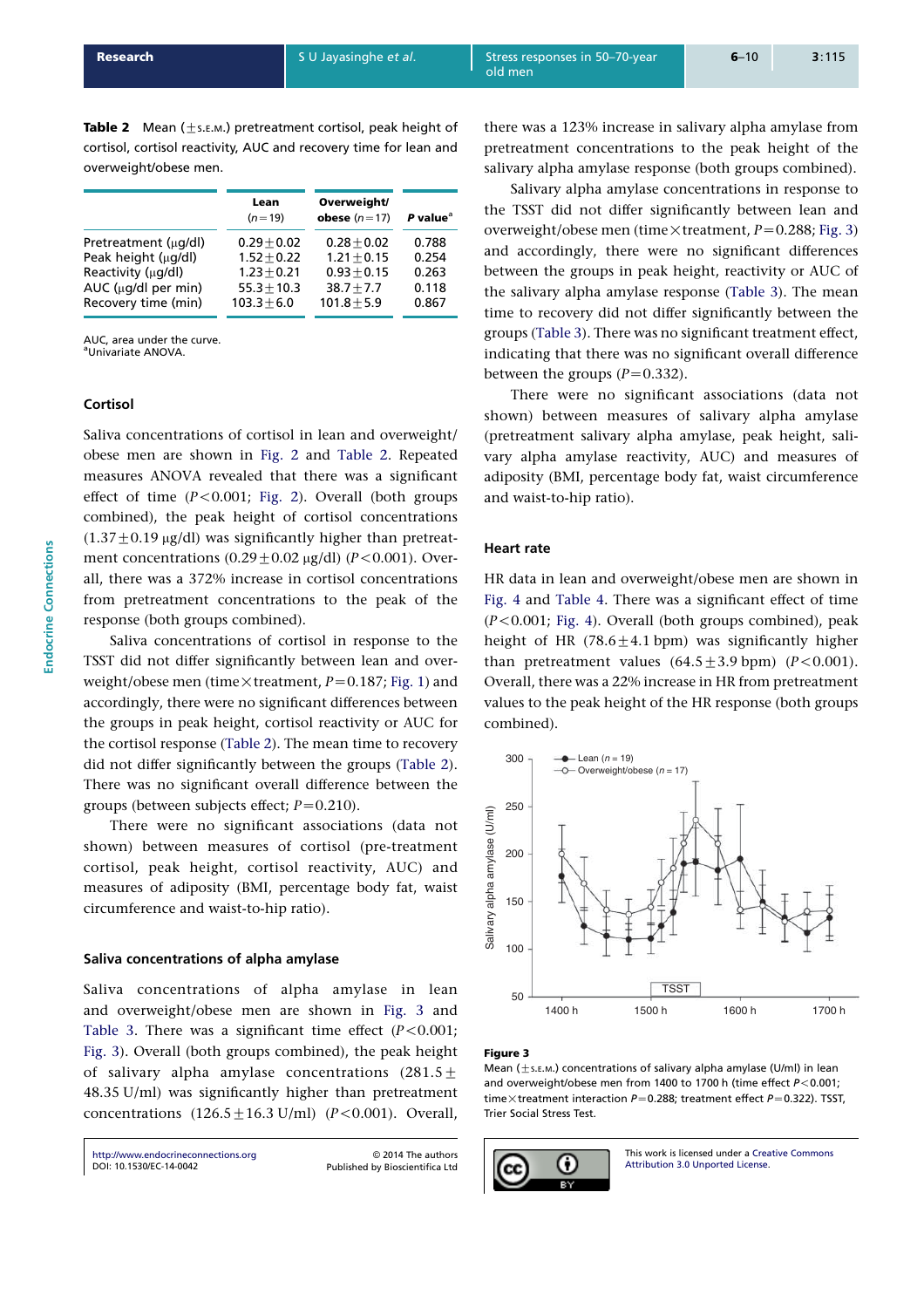**Table 2** Mean (±s.e.m.) pretreatment cortisol, peak height of cortisol, cortisol reactivity, AUC and recovery time for lean and overweight/obese men.

| | Lean ($n$=19) | Overweight/obese ($n$=17) | P value[a] |
|---|---|---|---|
| Pretreatment (μg/dl) | 0.29±0.02 | 0.28±0.02 | 0.788 |
| Peak height (μg/dl) | 1.52±0.22 | 1.21±0.15 | 0.254 |
| Reactivity (μg/dl) | 1.23±0.21 | 0.93±0.15 | 0.263 |
| AUC (μg/dl per min) | 55.3±10.3 | 38.7±7.7 | 0.118 |
| Recovery time (min) | 103.3±6.0 | 101.8±5.9 | 0.867 |

AUC, area under the curve.
[a]Univariate ANOVA.

### Cortisol

Saliva concentrations of cortisol in lean and overweight/obese men are shown in Fig. 2 and Table 2. Repeated measures ANOVA revealed that there was a significant effect of time ($P<0.001$; Fig. 2). Overall (both groups combined), the peak height of cortisol concentrations (1.37±0.19 μg/dl) was significantly higher than pretreatment concentrations (0.29±0.02 μg/dl) ($P<0.001$). Overall, there was a 372% increase in cortisol concentrations from pretreatment concentrations to the peak of the response (both groups combined).

Saliva concentrations of cortisol in response to the TSST did not differ significantly between lean and overweight/obese men (time×treatment, $P=0.187$; Fig. 1) and accordingly, there were no significant differences between the groups in peak height, cortisol reactivity or AUC for the cortisol response (Table 2). The mean time to recovery did not differ significantly between the groups (Table 2). There was no significant overall difference between the groups (between subjects effect; $P=0.210$).

There were no significant associations (data not shown) between measures of cortisol (pre-treatment cortisol, peak height, cortisol reactivity, AUC) and measures of adiposity (BMI, percentage body fat, waist circumference and waist-to-hip ratio).

### Saliva concentrations of alpha amylase

Saliva concentrations of alpha amylase in lean and overweight/obese men are shown in Fig. 3 and Table 3. There was a significant time effect ($P<0.001$; Fig. 3). Overall (both groups combined), the peak height of salivary alpha amylase concentrations (281.5±48.35 U/ml) was significantly higher than pretreatment concentrations (126.5±16.3 U/ml) ($P<0.001$). Overall, there was a 123% increase in salivary alpha amylase from pretreatment concentrations to the peak height of the salivary alpha amylase response (both groups combined).

Salivary alpha amylase concentrations in response to the TSST did not differ significantly between lean and overweight/obese men (time×treatment, $P=0.288$; Fig. 3) and accordingly, there were no significant differences between the groups in peak height, reactivity or AUC of the salivary alpha amylase response (Table 3). The mean time to recovery did not differ significantly between the groups (Table 3). There was no significant treatment effect, indicating that there was no significant overall difference between the groups ($P=0.332$).

There were no significant associations (data not shown) between measures of salivary alpha amylase (pretreatment salivary alpha amylase, peak height, salivary alpha amylase reactivity, AUC) and measures of adiposity (BMI, percentage body fat, waist circumference and waist-to-hip ratio).

### Heart rate

HR data in lean and overweight/obese men are shown in Fig. 4 and Table 4. There was a significant effect of time ($P<0.001$; Fig. 4). Overall (both groups combined), peak height of HR (78.6±4.1 bpm) was significantly higher than pretreatment values (64.5±3.9 bpm) ($P<0.001$). Overall, there was a 22% increase in HR from pretreatment values to the peak height of the HR response (both groups combined).

**Figure 3**
Mean (±s.e.m.) concentrations of salivary alpha amylase (U/ml) in lean and overweight/obese men from 1400 to 1700 h (time effect $P<0.001$; time×treatment interaction $P=0.288$; treatment effect $P=0.322$). TSST, Trier Social Stress Test.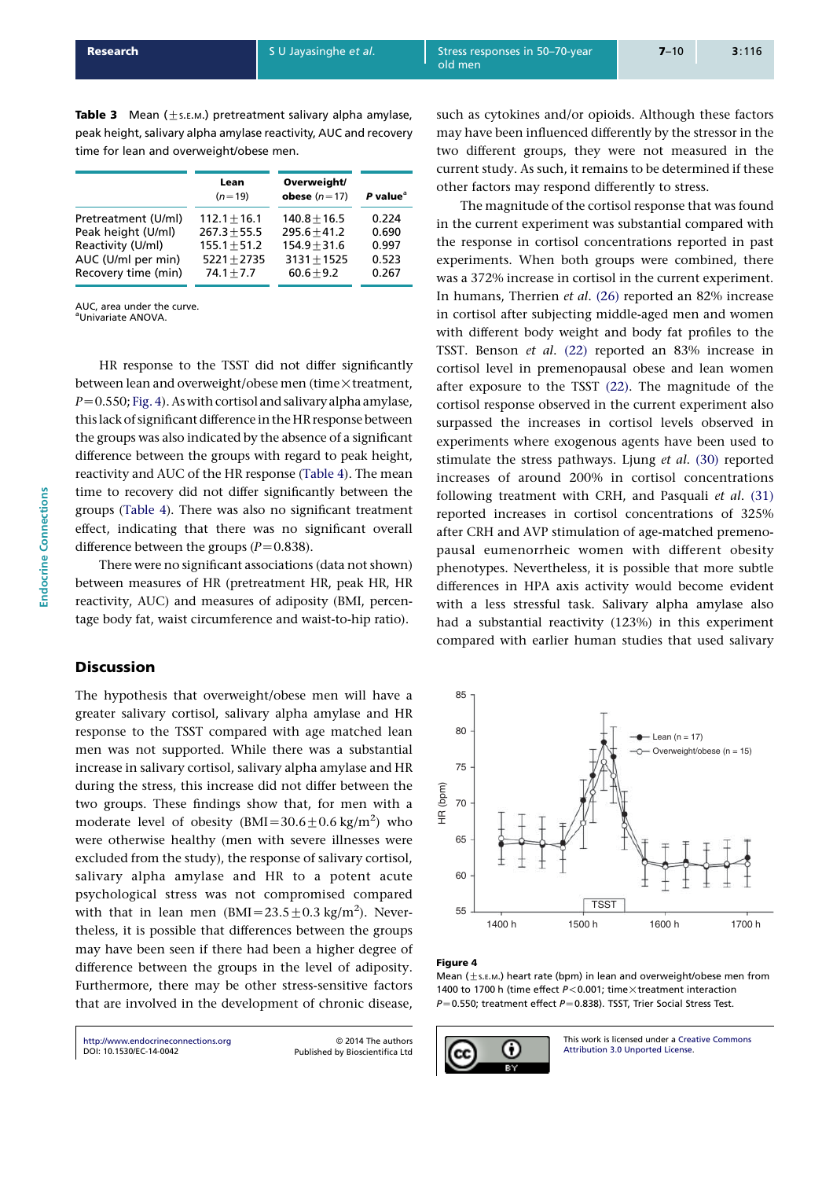**Table 3** Mean (±S.E.M.) pretreatment salivary alpha amylase, peak height, salivary alpha amylase reactivity, AUC and recovery time for lean and overweight/obese men.

| | Lean ($n$=19) | Overweight/obese ($n$=17) | P value[a] |
|---|---|---|---|
| Pretreatment (U/ml) | 112.1±16.1 | 140.8±16.5 | 0.224 |
| Peak height (U/ml) | 267.3±55.5 | 295.6±41.2 | 0.690 |
| Reactivity (U/ml) | 155.1±51.2 | 154.9±31.6 | 0.997 |
| AUC (U/ml per min) | 5221±2735 | 3131±1525 | 0.523 |
| Recovery time (min) | 74.1±7.7 | 60.6±9.2 | 0.267 |

AUC, area under the curve.
[a]Univariate ANOVA.

HR response to the TSST did not differ significantly between lean and overweight/obese men (time×treatment, $P$=0.550; Fig. 4). As with cortisol and salivary alpha amylase, this lack of significant difference in the HR response between the groups was also indicated by the absence of a significant difference between the groups with regard to peak height, reactivity and AUC of the HR response (Table 4). The mean time to recovery did not differ significantly between the groups (Table 4). There was also no significant treatment effect, indicating that there was no significant overall difference between the groups ($P$=0.838).

There were no significant associations (data not shown) between measures of HR (pretreatment HR, peak HR, HR reactivity, AUC) and measures of adiposity (BMI, percentage body fat, waist circumference and waist-to-hip ratio).

## Discussion

The hypothesis that overweight/obese men will have a greater salivary cortisol, salivary alpha amylase and HR response to the TSST compared with age matched lean men was not supported. While there was a substantial increase in salivary cortisol, salivary alpha amylase and HR during the stress, this increase did not differ between the two groups. These findings show that, for men with a moderate level of obesity (BMI=30.6±0.6 kg/m$^2$) who were otherwise healthy (men with severe illnesses were excluded from the study), the response of salivary cortisol, salivary alpha amylase and HR to a potent acute psychological stress was not compromised compared with that in lean men (BMI=23.5±0.3 kg/m$^2$). Nevertheless, it is possible that differences between the groups may have been seen if there had been a higher degree of difference between the groups in the level of adiposity. Furthermore, there may be other stress-sensitive factors that are involved in the development of chronic disease, such as cytokines and/or opioids. Although these factors may have been influenced differently by the stressor in the two different groups, they were not measured in the current study. As such, it remains to be determined if these other factors may respond differently to stress.

The magnitude of the cortisol response that was found in the current experiment was substantial compared with the response in cortisol concentrations reported in past experiments. When both groups were combined, there was a 372% increase in cortisol in the current experiment. In humans, Therrien *et al*. (26) reported an 82% increase in cortisol after subjecting middle-aged men and women with different body weight and body fat profiles to the TSST. Benson *et al*. (22) reported an 83% increase in cortisol level in premenopausal obese and lean women after exposure to the TSST (22). The magnitude of the cortisol response observed in the current experiment also surpassed the increases in cortisol levels observed in experiments where exogenous agents have been used to stimulate the stress pathways. Ljung *et al*. (30) reported increases of around 200% in cortisol concentrations following treatment with CRH, and Pasquali *et al*. (31) reported increases in cortisol concentrations of 325% after CRH and AVP stimulation of age-matched premenopausal eumenorrheic women with different obesity phenotypes. Nevertheless, it is possible that more subtle differences in HPA axis activity would become evident with a less stressful task. Salivary alpha amylase also had a substantial reactivity (123%) in this experiment compared with earlier human studies that used salivary

**Figure 4**
Mean (±S.E.M.) heart rate (bpm) in lean and overweight/obese men from 1400 to 1700 h (time effect $P$<0.001; time×treatment interaction $P$=0.550; treatment effect $P$=0.838). TSST, Trier Social Stress Test.

This work is licensed under a Creative Commons Attribution 3.0 Unported License.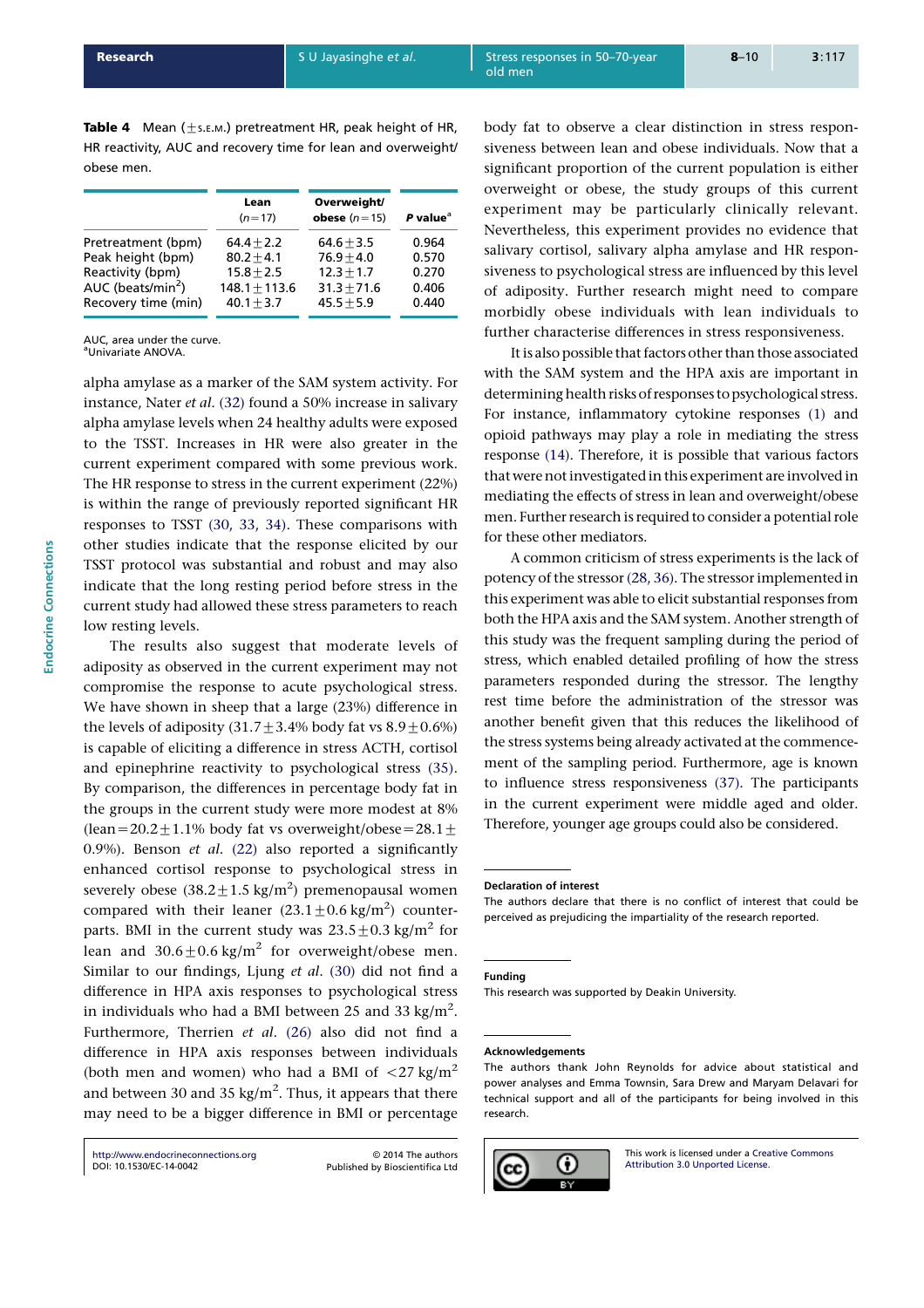**Table 4** Mean (±S.E.M.) pretreatment HR, peak height of HR, HR reactivity, AUC and recovery time for lean and overweight/obese men.

| | Lean (n=17) | Overweight/obese (n=15) | P value[a] |
|---|---|---|---|
| Pretreatment (bpm) | 64.4±2.2 | 64.6±3.5 | 0.964 |
| Peak height (bpm) | 80.2±4.1 | 76.9±4.0 | 0.570 |
| Reactivity (bpm) | 15.8±2.5 | 12.3±1.7 | 0.270 |
| AUC (beats/min$^2$) | 148.1±113.6 | 31.3±71.6 | 0.406 |
| Recovery time (min) | 40.1±3.7 | 45.5±5.9 | 0.440 |

AUC, area under the curve.
[a]Univariate ANOVA.

alpha amylase as a marker of the SAM system activity. For instance, Nater *et al.* (32) found a 50% increase in salivary alpha amylase levels when 24 healthy adults were exposed to the TSST. Increases in HR were also greater in the current experiment compared with some previous work. The HR response to stress in the current experiment (22%) is within the range of previously reported significant HR responses to TSST (30, 33, 34). These comparisons with other studies indicate that the response elicited by our TSST protocol was substantial and robust and may also indicate that the long resting period before stress in the current study had allowed these stress parameters to reach low resting levels.

The results also suggest that moderate levels of adiposity as observed in the current experiment may not compromise the response to acute psychological stress. We have shown in sheep that a large (23%) difference in the levels of adiposity (31.7±3.4% body fat vs 8.9±0.6%) is capable of eliciting a difference in stress ACTH, cortisol and epinephrine reactivity to psychological stress (35). By comparison, the differences in percentage body fat in the groups in the current study were more modest at 8% (lean=20.2±1.1% body fat vs overweight/obese=28.1±0.9%). Benson *et al.* (22) also reported a significantly enhanced cortisol response to psychological stress in severely obese (38.2±1.5 kg/m$^2$) premenopausal women compared with their leaner (23.1±0.6 kg/m$^2$) counterparts. BMI in the current study was 23.5±0.3 kg/m$^2$ for lean and 30.6±0.6 kg/m$^2$ for overweight/obese men. Similar to our findings, Ljung *et al.* (30) did not find a difference in HPA axis responses to psychological stress in individuals who had a BMI between 25 and 33 kg/m$^2$. Furthermore, Therrien *et al.* (26) also did not find a difference in HPA axis responses between individuals (both men and women) who had a BMI of <27 kg/m$^2$ and between 30 and 35 kg/m$^2$. Thus, it appears that there may need to be a bigger difference in BMI or percentage body fat to observe a clear distinction in stress responsiveness between lean and obese individuals. Now that a significant proportion of the current population is either overweight or obese, the study groups of this current experiment may be particularly clinically relevant. Nevertheless, this experiment provides no evidence that salivary cortisol, salivary alpha amylase and HR responsiveness to psychological stress are influenced by this level of adiposity. Further research might need to compare morbidly obese individuals with lean individuals to further characterise differences in stress responsiveness.

It is also possible that factors other than those associated with the SAM system and the HPA axis are important in determining health risks of responses to psychological stress. For instance, inflammatory cytokine responses (1) and opioid pathways may play a role in mediating the stress response (14). Therefore, it is possible that various factors that were not investigated in this experiment are involved in mediating the effects of stress in lean and overweight/obese men. Further research is required to consider a potential role for these other mediators.

A common criticism of stress experiments is the lack of potency of the stressor (28, 36). The stressor implemented in this experiment was able to elicit substantial responses from both the HPA axis and the SAM system. Another strength of this study was the frequent sampling during the period of stress, which enabled detailed profiling of how the stress parameters responded during the stressor. The lengthy rest time before the administration of the stressor was another benefit given that this reduces the likelihood of the stress systems being already activated at the commencement of the sampling period. Furthermore, age is known to influence stress responsiveness (37). The participants in the current experiment were middle aged and older. Therefore, younger age groups could also be considered.

#### Declaration of interest

The authors declare that there is no conflict of interest that could be perceived as prejudicing the impartiality of the research reported.

#### Funding

This research was supported by Deakin University.

#### Acknowledgements

The authors thank John Reynolds for advice about statistical and power analyses and Emma Townsin, Sara Drew and Maryam Delavari for technical support and all of the participants for being involved in this research.

This work is licensed under a Creative Commons Attribution 3.0 Unported License.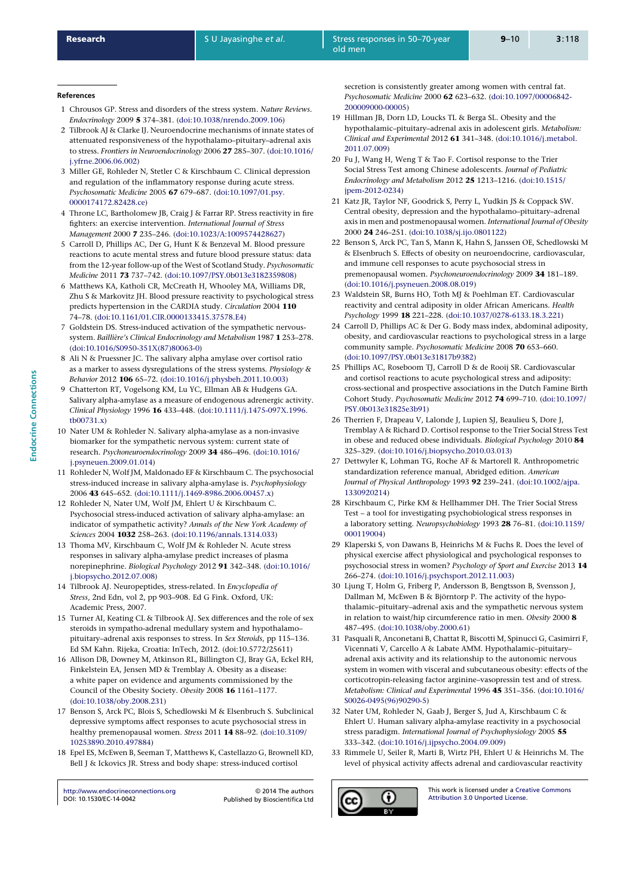## References

1. Chrousos GP. Stress and disorders of the stress system. *Nature Reviews. Endocrinology* 2009 **5** 374–381. (doi:10.1038/nrendo.2009.106)
2. Tilbrook AJ & Clarke IJ. Neuroendocrine mechanisms of innate states of attenuated responsiveness of the hypothalamo–pituitary–adrenal axis to stress. *Frontiers in Neuroendocrinology* 2006 **27** 285–307. (doi:10.1016/j.yfrne.2006.06.002)
3. Miller GE, Rohleder N, Stetler C & Kirschbaum C. Clinical depression and regulation of the inflammatory response during acute stress. *Psychosomatic Medicine* 2005 **67** 679–687. (doi:10.1097/01.psy.0000174172.82428.ce)
4. Throne LC, Bartholomew JB, Craig J & Farrar RP. Stress reactivity in fire fighters: an exercise intervention. *International Journal of Stress Management* 2000 **7** 235–246. (doi:10.1023/A:1009574428627)
5. Carroll D, Phillips AC, Der G, Hunt K & Benzeval M. Blood pressure reactions to acute mental stress and future blood pressure status: data from the 12-year follow-up of the West of Scotland Study. *Psychosomatic Medicine* 2011 **73** 737–742. (doi:10.1097/PSY.0b013e3182359808)
6. Matthews KA, Katholi CR, McCreath H, Whooley MA, Williams DR, Zhu S & Markovitz JH. Blood pressure reactivity to psychological stress predicts hypertension in the CARDIA study. *Circulation* 2004 **110** 74–78. (doi:10.1161/01.CIR.0000133415.37578.E4)
7. Goldstein DS. Stress-induced activation of the sympathetic nervous-system. *Baillière's Clinical Endocrinology and Metabolism* 1987 **1** 253–278. (doi:10.1016/S0950-351X(87)80063-0)
8. Ali N & Pruessner JC. The salivary alpha amylase over cortisol ratio as a marker to assess dysregulations of the stress systems. *Physiology & Behavior* 2012 **106** 65–72. (doi:10.1016/j.physbeh.2011.10.003)
9. Chatterton RT, Vogelsong KM, Lu YC, Ellman AB & Hudgens GA. Salivary alpha-amylase as a measure of endogenous adrenergic activity. *Clinical Physiology* 1996 **16** 433–448. (doi:10.1111/j.1475-097X.1996.tb00731.x)
10. Nater UM & Rohleder N. Salivary alpha-amylase as a non-invasive biomarker for the sympathetic nervous system: current state of research. *Psychoneuroendocrinology* 2009 **34** 486–496. (doi:10.1016/j.psyneuen.2009.01.014)
11. Rohleder N, Wolf JM, Maldonado EF & Kirschbaum C. The psychosocial stress-induced increase in salivary alpha-amylase is. *Psychophysiology* 2006 **43** 645–652. (doi:10.1111/j.1469-8986.2006.00457.x)
12. Rohleder N, Nater UM, Wolf JM, Ehlert U & Kirschbaum C. Psychosocial stress-induced activation of salivary alpha-amylase: an indicator of sympathetic activity? *Annals of the New York Academy of Sciences* 2004 **1032** 258–263. (doi:10.1196/annals.1314.033)
13. Thoma MV, Kirschbaum C, Wolf JM & Rohleder N. Acute stress responses in salivary alpha-amylase predict increases of plasma norepinephrine. *Biological Psychology* 2012 **91** 342–348. (doi:10.1016/j.biopsycho.2012.07.008)
14. Tilbrook AJ. Neuropeptides, stress-related. In *Encyclopedia of Stress*, 2nd Edn, vol 2, pp 903–908. Ed G Fink. Oxford, UK: Academic Press, 2007.
15. Turner AI, Keating CL & Tilbrook AJ. Sex differences and the role of sex steroids in sympatho-adrenal medullary system and hypothalamo–pituitary–adrenal axis responses to stress. In *Sex Steroids*, pp 115–136. Ed SM Kahn. Rijeka, Croatia: InTech, 2012. (doi:10.5772/25611)
16. Allison DB, Downey M, Atkinson RL, Billington CJ, Bray GA, Eckel RH, Finkelstein EA, Jensen MD & Tremblay A. Obesity as a disease: a white paper on evidence and arguments commissioned by the Council of the Obesity Society. *Obesity* 2008 **16** 1161–1177. (doi:10.1038/oby.2008.231)
17. Benson S, Arck PC, Blois S, Schedlowski M & Elsenbruch S. Subclinical depressive symptoms affect responses to acute psychosocial stress in healthy premenopausal women. *Stress* 2011 **14** 88–92. (doi:10.3109/10253890.2010.497884)
18. Epel ES, McEwen B, Seeman T, Matthews K, Castellazzo G, Brownell KD, Bell J & Ickovics JR. Stress and body shape: stress-induced cortisol secretion is consistently greater among women with central fat. *Psychosomatic Medicine* 2000 **62** 623–632. (doi:10.1097/00006842-200009000-00005)
19. Hillman JB, Dorn LD, Loucks TL & Berga SL. Obesity and the hypothalamic–pituitary–adrenal axis in adolescent girls. *Metabolism: Clinical and Experimental* 2012 **61** 341–348. (doi:10.1016/j.metabol.2011.07.009)
20. Fu J, Wang H, Weng T & Tao F. Cortisol response to the Trier Social Stress Test among Chinese adolescents. *Journal of Pediatric Endocrinology and Metabolism* 2012 **25** 1213–1216. (doi:10.1515/jpem-2012-0234)
21. Katz JR, Taylor NF, Goodrick S, Perry L, Yudkin JS & Coppack SW. Central obesity, depression and the hypothalamo–pituitary–adrenal axis in men and postmenopausal women. *International Journal of Obesity* 2000 **24** 246–251. (doi:10.1038/sj.ijo.0801122)
22. Benson S, Arck PC, Tan S, Mann K, Hahn S, Janssen OE, Schedlowski M & Elsenbruch S. Effects of obesity on neuroendocrine, cardiovascular, and immune cell responses to acute psychosocial stress in premenopausal women. *Psychoneuroendocrinology* 2009 **34** 181–189. (doi:10.1016/j.psyneuen.2008.08.019)
23. Waldstein SR, Burns HO, Toth MJ & Poehlman ET. Cardiovascular reactivity and central adiposity in older African Americans. *Health Psychology* 1999 **18** 221–228. (doi:10.1037/0278-6133.18.3.221)
24. Carroll D, Phillips AC & Der G. Body mass index, abdominal adiposity, obesity, and cardiovascular reactions to psychological stress in a large community sample. *Psychosomatic Medicine* 2008 **70** 653–660. (doi:10.1097/PSY.0b013e31817b9382)
25. Phillips AC, Roseboom TJ, Carroll D & de Rooij SR. Cardiovascular and cortisol reactions to acute psychological stress and adiposity: cross-sectional and prospective associations in the Dutch Famine Birth Cohort Study. *Psychosomatic Medicine* 2012 **74** 699–710. (doi:10.1097/PSY.0b013e31825e3b91)
26. Therrien F, Drapeau V, Lalonde J, Lupien SJ, Beaulieu S, Dore J, Tremblay A & Richard D. Cortisol response to the Trier Social Stress Test in obese and reduced obese individuals. *Biological Psychology* 2010 **84** 325–329. (doi:10.1016/j.biopsycho.2010.03.013)
27. Dettwyler K, Lohman TG, Roche AF & Martorell R. Anthropometric standardization reference manual, Abridged edition. *American Journal of Physical Anthropology* 1993 **92** 239–241. (doi:10.1002/ajpa.1330920214)
28. Kirschbaum C, Pirke KM & Hellhammer DH. The Trier Social Stress Test – a tool for investigating psychobiological stress responses in a laboratory setting. *Neuropsychobiology* 1993 **28** 76–81. (doi:10.1159/000119004)
29. Klaperski S, von Dawans B, Heinrichs M & Fuchs R. Does the level of physical exercise affect physiological and psychological responses to psychosocial stress in women? *Psychology of Sport and Exercise* 2013 **14** 266–274. (doi:10.1016/j.psychsport.2012.11.003)
30. Ljung T, Holm G, Friberg P, Andersson B, Bengtsson B, Svensson J, Dallman M, McEwen B & Björntorp P. The activity of the hypothalamic–pituitary–adrenal axis and the sympathetic nervous system in relation to waist/hip circumference ratio in men. *Obesity* 2000 **8** 487–495. (doi:10.1038/oby.2000.61)
31. Pasquali R, Anconetani B, Chattat R, Biscotti M, Spinucci G, Casimirri F, Vicennati V, Carcello A & Labate AMM. Hypothalamic–pituitary–adrenal axis activity and its relationship to the autonomic nervous system in women with visceral and subcutaneous obesity: effects of the corticotropin-releasing factor arginine–vasopressin test and of stress. *Metabolism: Clinical and Experimental* 1996 **45** 351–356. (doi:10.1016/S0026-0495(96)90290-5)
32. Nater UM, Rohleder N, Gaab J, Berger S, Jud A, Kirschbaum C & Ehlert U. Human salivary alpha-amylase reactivity in a psychosocial stress paradigm. *International Journal of Psychophysiology* 2005 **55** 333–342. (doi:10.1016/j.ijpsycho.2004.09.009)
33. Rimmele U, Seiler R, Marti B, Wirtz PH, Ehlert U & Heinrichs M. The level of physical activity affects adrenal and cardiovascular reactivity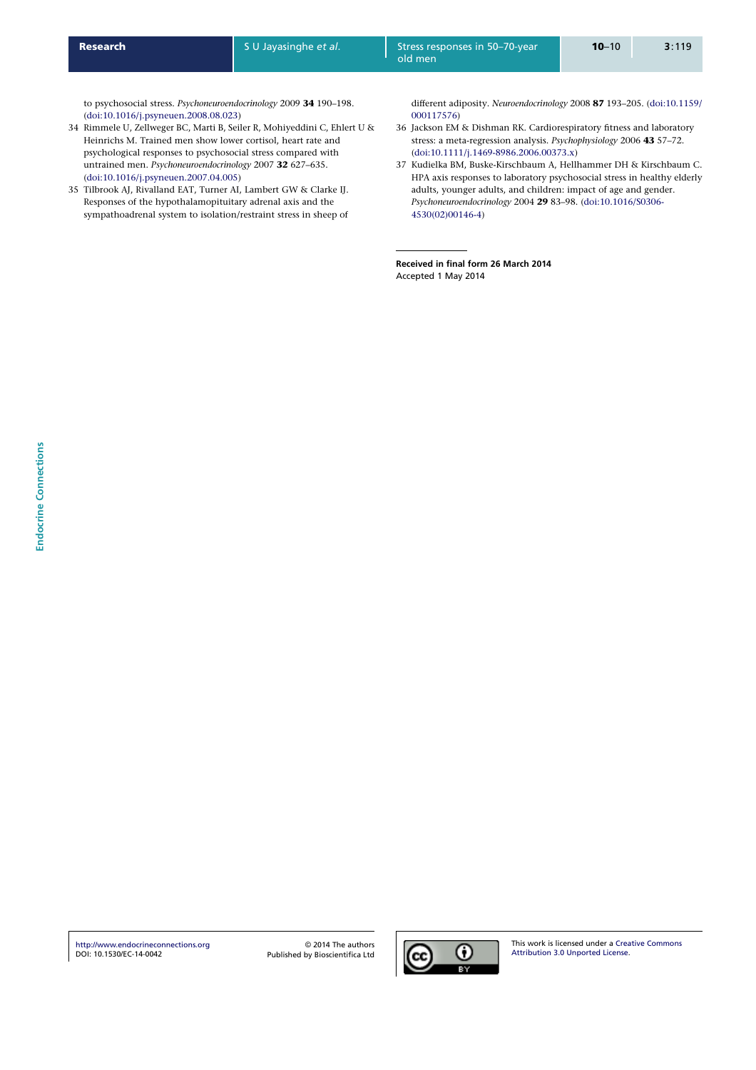to psychosocial stress. *Psychoneuroendocrinology* 2009 **34** 190–198. (doi:10.1016/j.psyneuen.2008.08.023)

34 Rimmele U, Zellweger BC, Marti B, Seiler R, Mohiyeddini C, Ehlert U & Heinrichs M. Trained men show lower cortisol, heart rate and psychological responses to psychosocial stress compared with untrained men. *Psychoneuroendocrinology* 2007 **32** 627–635. (doi:10.1016/j.psyneuen.2007.04.005)

35 Tilbrook AJ, Rivalland EAT, Turner AI, Lambert GW & Clarke IJ. Responses of the hypothalamopituitary adrenal axis and the sympathoadrenal system to isolation/restraint stress in sheep of different adiposity. *Neuroendocrinology* 2008 **87** 193–205. (doi:10.1159/000117576)

36 Jackson EM & Dishman RK. Cardiorespiratory fitness and laboratory stress: a meta-regression analysis. *Psychophysiology* 2006 **43** 57–72. (doi:10.1111/j.1469-8986.2006.00373.x)

37 Kudielka BM, Buske-Kirschbaum A, Hellhammer DH & Kirschbaum C. HPA axis responses to laboratory psychosocial stress in healthy elderly adults, younger adults, and children: impact of age and gender. *Psychoneuroendocrinology* 2004 **29** 83–98. (doi:10.1016/S0306-4530(02)00146-4)

**Received in final form 26 March 2014**
Accepted 1 May 2014

http://www.endocrineconnections.org
DOI: 10.1530/EC-14-0042

© 2014 The authors
Published by Bioscientifica Ltd

This work is licensed under a Creative Commons Attribution 3.0 Unported License.